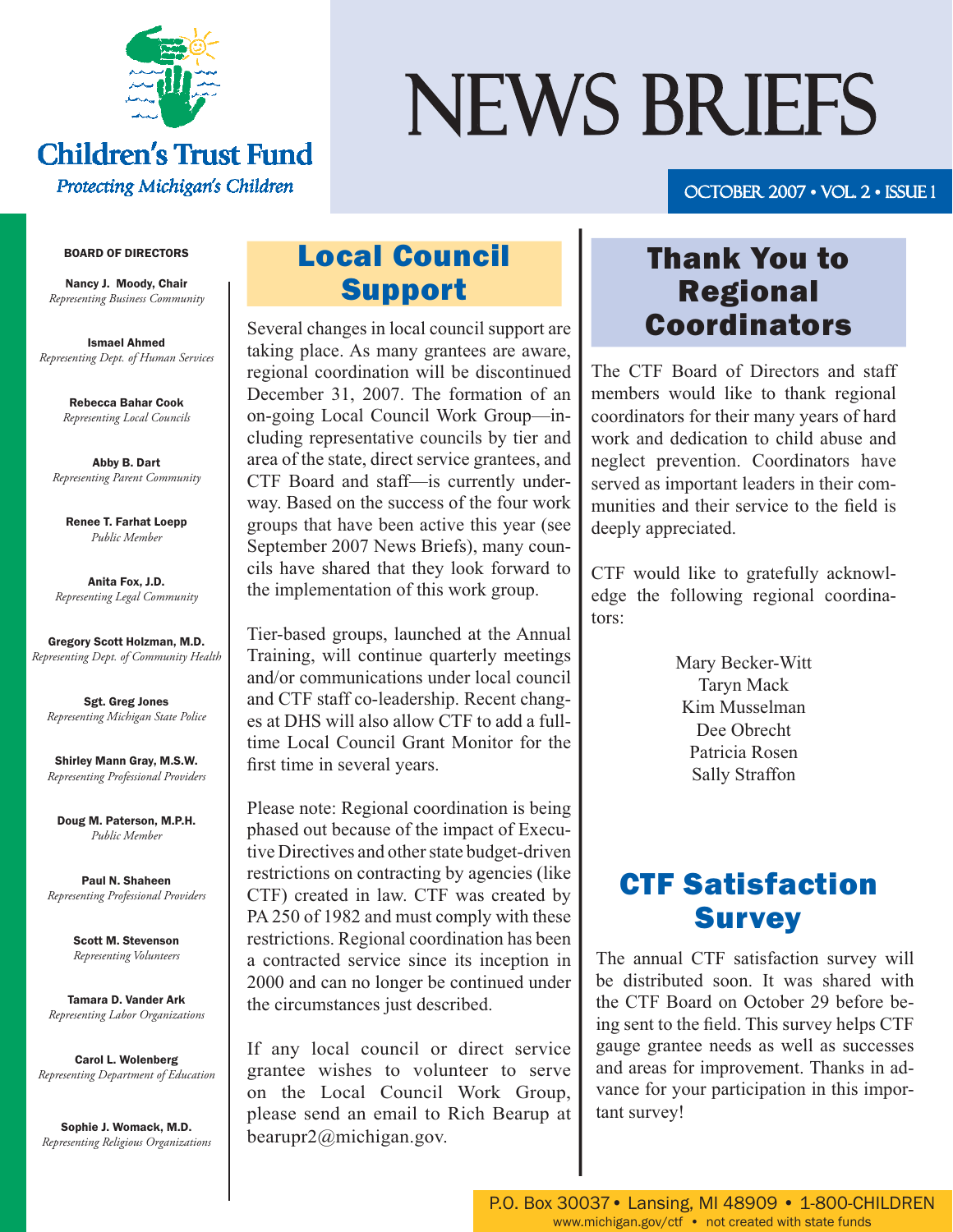# Children's Trust Fund

*Protecting Michigan's Children*

# NEWS BRIEFS

OCTOBER 2007 • VOL. 2 • ISSUE 1

**BOARD OF DIRECTORS**

**Nancy J. Moody, Chair**
*Representing Business Community*

**Ismael Ahmed**
*Representing Dept. of Human Services*

**Rebecca Bahar Cook**
*Representing Local Councils*

**Abby B. Dart**
*Representing Parent Community*

**Renee T. Farhat Loepp**
*Public Member*

**Anita Fox, J.D.**
*Representing Legal Community*

**Gregory Scott Holzman, M.D.**
*Representing Dept. of Community Health*

**Sgt. Greg Jones**
*Representing Michigan State Police*

**Shirley Mann Gray, M.S.W.**
*Representing Professional Providers*

**Doug M. Paterson, M.P.H.**
*Public Member*

**Paul N. Shaheen**
*Representing Professional Providers*

**Scott M. Stevenson**
*Representing Volunteers*

**Tamara D. Vander Ark**
*Representing Labor Organizations*

**Carol L. Wolenberg**
*Representing Department of Education*

**Sophie J. Womack, M.D.**
*Representing Religious Organizations*

## Local Council Support

Several changes in local council support are taking place. As many grantees are aware, regional coordination will be discontinued December 31, 2007. The formation of an on-going Local Council Work Group—including representative councils by tier and area of the state, direct service grantees, and CTF Board and staff—is currently underway. Based on the success of the four work groups that have been active this year (see September 2007 News Briefs), many councils have shared that they look forward to the implementation of this work group.

Tier-based groups, launched at the Annual Training, will continue quarterly meetings and/or communications under local council and CTF staff co-leadership. Recent changes at DHS will also allow CTF to add a full-time Local Council Grant Monitor for the first time in several years.

Please note: Regional coordination is being phased out because of the impact of Executive Directives and other state budget-driven restrictions on contracting by agencies (like CTF) created in law. CTF was created by PA 250 of 1982 and must comply with these restrictions. Regional coordination has been a contracted service since its inception in 2000 and can no longer be continued under the circumstances just described.

If any local council or direct service grantee wishes to volunteer to serve on the Local Council Work Group, please send an email to Rich Bearup at bearupr2@michigan.gov.

## Thank You to Regional Coordinators

The CTF Board of Directors and staff members would like to thank regional coordinators for their many years of hard work and dedication to child abuse and neglect prevention. Coordinators have served as important leaders in their communities and their service to the field is deeply appreciated.

CTF would like to gratefully acknowledge the following regional coordinators:

Mary Becker-Witt
Taryn Mack
Kim Musselman
Dee Obrecht
Patricia Rosen
Sally Straffon

## CTF Satisfaction Survey

The annual CTF satisfaction survey will be distributed soon. It was shared with the CTF Board on October 29 before being sent to the field. This survey helps CTF gauge grantee needs as well as successes and areas for improvement. Thanks in advance for your participation in this important survey!

P.O. Box 30037 • Lansing, MI 48909 • 1-800-CHILDREN
www.michigan.gov/ctf • not created with state funds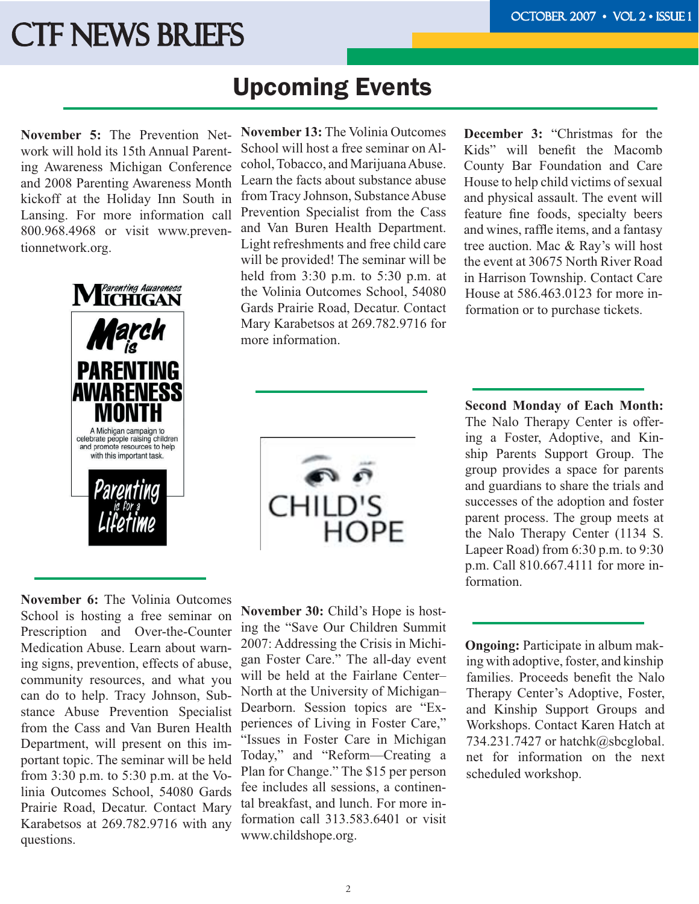## Upcoming Events

**November 5:** The Prevention Network will hold its 15th Annual Parenting Awareness Michigan Conference and 2008 Parenting Awareness Month kickoff at the Holiday Inn South in Lansing. For more information call 800.968.4968 or visit www.preventionnetwork.org.

**November 6:** The Volinia Outcomes School is hosting a free seminar on Prescription and Over-the-Counter Medication Abuse. Learn about warning signs, prevention, effects of abuse, community resources, and what you can do to help. Tracy Johnson, Substance Abuse Prevention Specialist from the Cass and Van Buren Health Department, will present on this important topic. The seminar will be held from 3:30 p.m. to 5:30 p.m. at the Volinia Outcomes School, 54080 Gards Prairie Road, Decatur. Contact Mary Karabetsos at 269.782.9716 with any questions.

**November 13:** The Volinia Outcomes School will host a free seminar on Alcohol, Tobacco, and Marijuana Abuse. Learn the facts about substance abuse from Tracy Johnson, Substance Abuse Prevention Specialist from the Cass and Van Buren Health Department. Light refreshments and free child care will be provided! The seminar will be held from 3:30 p.m. to 5:30 p.m. at the Volinia Outcomes School, 54080 Gards Prairie Road, Decatur. Contact Mary Karabetsos at 269.782.9716 for more information.

**November 30:** Child's Hope is hosting the "Save Our Children Summit 2007: Addressing the Crisis in Michigan Foster Care." The all-day event will be held at the Fairlane Center–North at the University of Michigan–Dearborn. Session topics are "Experiences of Living in Foster Care," "Issues in Foster Care in Michigan Today," and "Reform—Creating a Plan for Change." The $15 per person fee includes all sessions, a continental breakfast, and lunch. For more information call 313.583.6401 or visit www.childshope.org.

**December 3:** "Christmas for the Kids" will benefit the Macomb County Bar Foundation and Care House to help child victims of sexual and physical assault. The event will feature fine foods, specialty beers and wines, raffle items, and a fantasy tree auction. Mac & Ray's will host the event at 30675 North River Road in Harrison Township. Contact Care House at 586.463.0123 for more information or to purchase tickets.

**Second Monday of Each Month:** The Nalo Therapy Center is offering a Foster, Adoptive, and Kinship Parents Support Group. The group provides a space for parents and guardians to share the trials and successes of the adoption and foster parent process. The group meets at the Nalo Therapy Center (1134 S. Lapeer Road) from 6:30 p.m. to 9:30 p.m. Call 810.667.4111 for more information.

**Ongoing:** Participate in album making with adoptive, foster, and kinship families. Proceeds benefit the Nalo Therapy Center's Adoptive, Foster, and Kinship Support Groups and Workshops. Contact Karen Hatch at 734.231.7427 or hatchk@sbcglobal.net for information on the next scheduled workshop.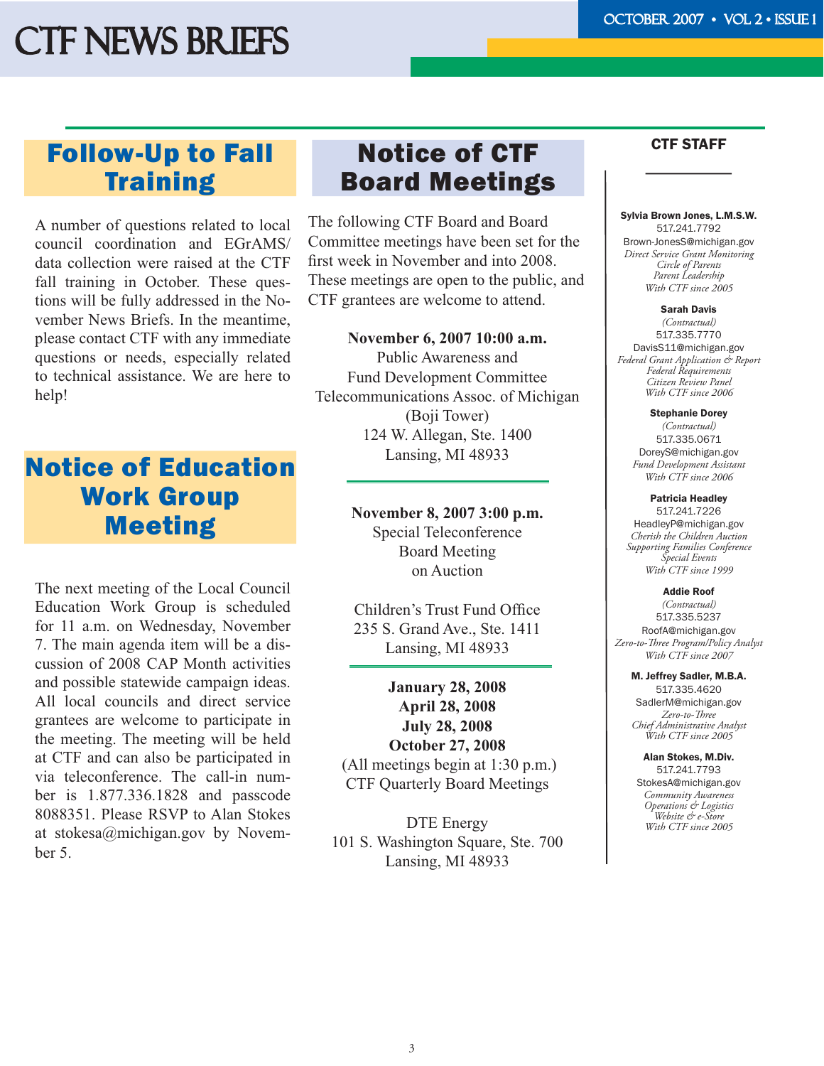# CTF NEWS BRIEFS

## Follow-Up to Fall Training

A number of questions related to local council coordination and EGrAMS/ data collection were raised at the CTF fall training in October. These questions will be fully addressed in the November News Briefs. In the meantime, please contact CTF with any immediate questions or needs, especially related to technical assistance. We are here to help!

## Notice of Education Work Group Meeting

The next meeting of the Local Council Education Work Group is scheduled for 11 a.m. on Wednesday, November 7. The main agenda item will be a discussion of 2008 CAP Month activities and possible statewide campaign ideas. All local councils and direct service grantees are welcome to participate in the meeting. The meeting will be held at CTF and can also be participated in via teleconference. The call-in number is 1.877.336.1828 and passcode 8088351. Please RSVP to Alan Stokes at stokesa@michigan.gov by November 5.

## Notice of CTF Board Meetings

The following CTF Board and Board Committee meetings have been set for the first week in November and into 2008. These meetings are open to the public, and CTF grantees are welcome to attend.

**November 6, 2007 10:00 a.m.**
Public Awareness and
Fund Development Committee
Telecommunications Assoc. of Michigan
(Boji Tower)
124 W. Allegan, Ste. 1400
Lansing, MI 48933

---

**November 8, 2007 3:00 p.m.**
Special Teleconference
Board Meeting
on Auction

Children's Trust Fund Office
235 S. Grand Ave., Ste. 1411
Lansing, MI 48933

---

**January 28, 2008**
**April 28, 2008**
**July 28, 2008**
**October 27, 2008**
(All meetings begin at 1:30 p.m.)
CTF Quarterly Board Meetings

DTE Energy
101 S. Washington Square, Ste. 700
Lansing, MI 48933

## CTF STAFF

**Sylvia Brown Jones, L.M.S.W.**
517.241.7792
Brown-JonesS@michigan.gov
*Direct Service Grant Monitoring*
*Circle of Parents*
*Parent Leadership*
*With CTF since 2005*

**Sarah Davis**
*(Contractual)*
517.335.7770
DavisS11@michigan.gov
*Federal Grant Application & Report*
*Federal Requirements*
*Citizen Review Panel*
*With CTF since 2006*

**Stephanie Dorey**
*(Contractual)*
517.335.0671
DoreyS@michigan.gov
*Fund Development Assistant*
*With CTF since 2006*

**Patricia Headley**
517.241.7226
HeadleyP@michigan.gov
*Cherish the Children Auction*
*Supporting Families Conference*
*Special Events*
*With CTF since 1999*

**Addie Roof**
*(Contractual)*
517.335.5237
RoofA@michigan.gov
*Zero-to-Three Program/Policy Analyst*
*With CTF since 2007*

**M. Jeffrey Sadler, M.B.A.**
517.335.4620
SadlerM@michigan.gov
*Zero-to-Three*
*Chief Administrative Analyst*
*With CTF since 2005*

**Alan Stokes, M.Div.**
517.241.7793
StokesA@michigan.gov
*Community Awareness*
*Operations & Logistics*
*Website & e-Store*
*With CTF since 2005*